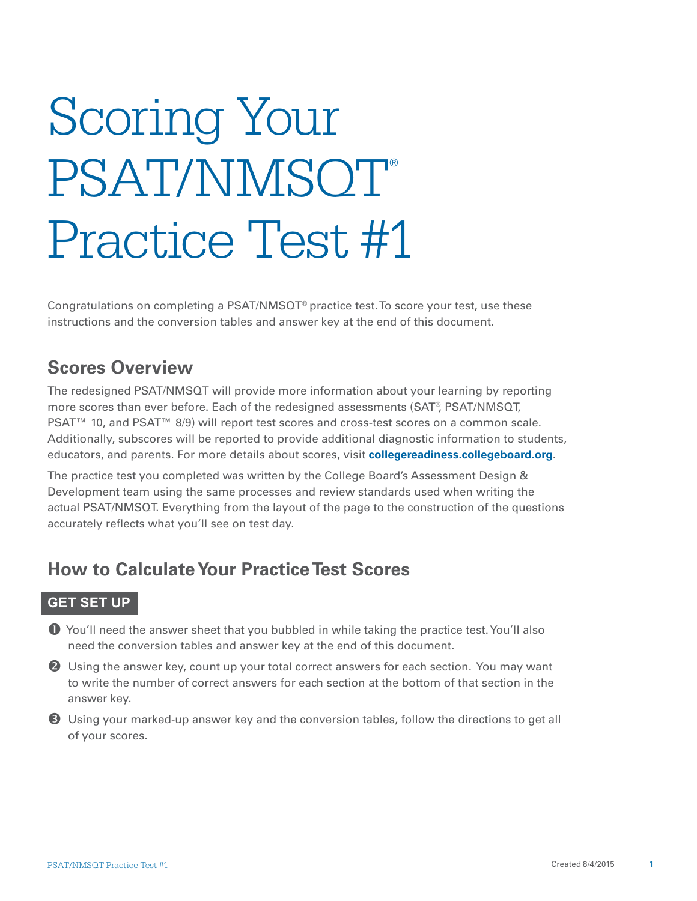# Scoring Your PSAT/NMSQT® Practice Test #1

Congratulations on completing a PSAT/NMSQT® practice test. To score your test, use these instructions and the conversion tables and answer key at the end of this document.

## Scores Overview

The redesigned PSAT/NMSQT will provide more information about your learning by reporting more scores than ever before. Each of the redesigned assessments (SAT®, PSAT/NMSQT, PSAT™ 10, and PSAT™ 8/9) will report test scores and cross-test scores on a common scale. Additionally, subscores will be reported to provide additional diagnostic information to students, educators, and parents. For more details about scores, visit **collegereadiness.collegeboard.org**.

The practice test you completed was written by the College Board's Assessment Design & Development team using the same processes and review standards used when writing the actual PSAT/NMSQT. Everything from the layout of the page to the construction of the questions accurately reflects what you'll see on test day.

## How to Calculate Your Practice Test Scores

### GET SET UP

1. You'll need the answer sheet that you bubbled in while taking the practice test. You'll also need the conversion tables and answer key at the end of this document.
2. Using the answer key, count up your total correct answers for each section. You may want to write the number of correct answers for each section at the bottom of that section in the answer key.
3. Using your marked-up answer key and the conversion tables, follow the directions to get all of your scores.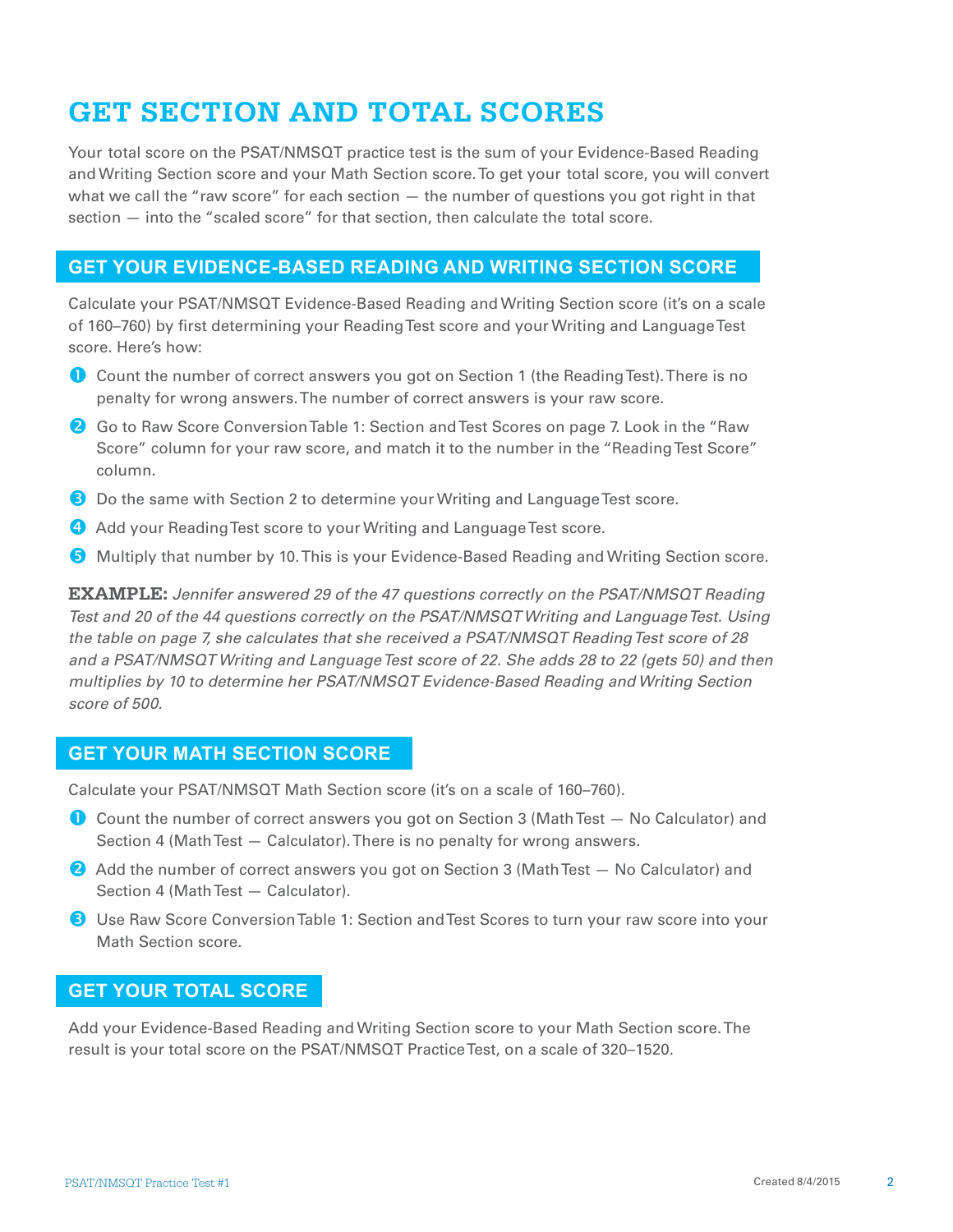# GET SECTION AND TOTAL SCORES

Your total score on the PSAT/NMSQT practice test is the sum of your Evidence-Based Reading and Writing Section score and your Math Section score. To get your total score, you will convert what we call the "raw score" for each section — the number of questions you got right in that section — into the "scaled score" for that section, then calculate the total score.

## GET YOUR EVIDENCE-BASED READING AND WRITING SECTION SCORE

Calculate your PSAT/NMSQT Evidence-Based Reading and Writing Section score (it's on a scale of 160–760) by first determining your Reading Test score and your Writing and Language Test score. Here's how:

1. Count the number of correct answers you got on Section 1 (the Reading Test). There is no penalty for wrong answers. The number of correct answers is your raw score.
2. Go to Raw Score Conversion Table 1: Section and Test Scores on page 7. Look in the "Raw Score" column for your raw score, and match it to the number in the "Reading Test Score" column.
3. Do the same with Section 2 to determine your Writing and Language Test score.
4. Add your Reading Test score to your Writing and Language Test score.
5. Multiply that number by 10. This is your Evidence-Based Reading and Writing Section score.

**EXAMPLE:** *Jennifer answered 29 of the 47 questions correctly on the PSAT/NMSQT Reading Test and 20 of the 44 questions correctly on the PSAT/NMSQT Writing and Language Test. Using the table on page 7, she calculates that she received a PSAT/NMSQT Reading Test score of 28 and a PSAT/NMSQT Writing and Language Test score of 22. She adds 28 to 22 (gets 50) and then multiplies by 10 to determine her PSAT/NMSQT Evidence-Based Reading and Writing Section score of 500.*

## GET YOUR MATH SECTION SCORE

Calculate your PSAT/NMSQT Math Section score (it's on a scale of 160–760).

1. Count the number of correct answers you got on Section 3 (Math Test — No Calculator) and Section 4 (Math Test — Calculator). There is no penalty for wrong answers.
2. Add the number of correct answers you got on Section 3 (Math Test — No Calculator) and Section 4 (Math Test — Calculator).
3. Use Raw Score Conversion Table 1: Section and Test Scores to turn your raw score into your Math Section score.

## GET YOUR TOTAL SCORE

Add your Evidence-Based Reading and Writing Section score to your Math Section score. The result is your total score on the PSAT/NMSQT Practice Test, on a scale of 320–1520.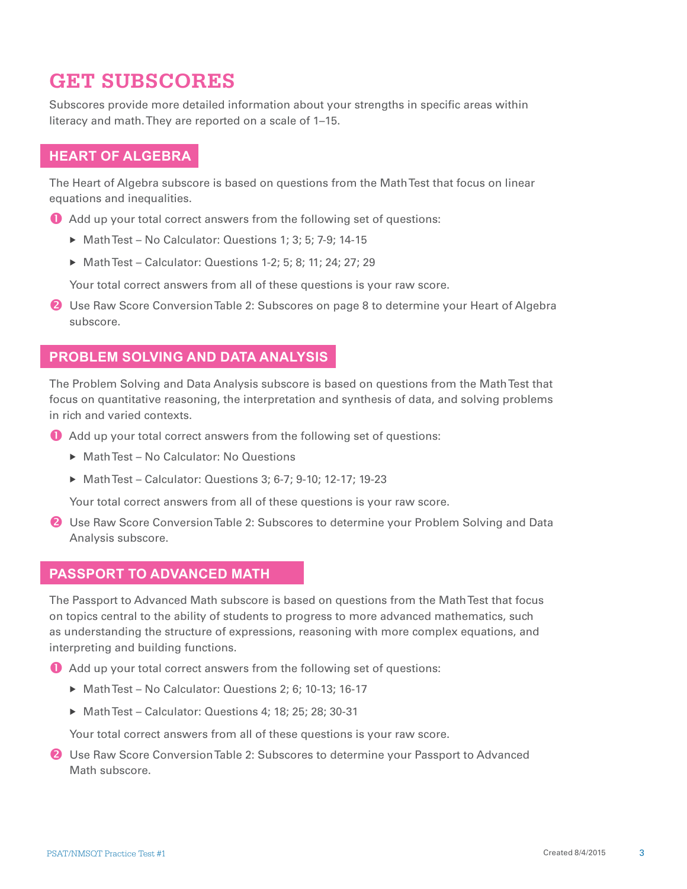# GET SUBSCORES

Subscores provide more detailed information about your strengths in specific areas within literacy and math. They are reported on a scale of 1–15.

## HEART OF ALGEBRA

The Heart of Algebra subscore is based on questions from the Math Test that focus on linear equations and inequalities.

1. Add up your total correct answers from the following set of questions:
   - Math Test – No Calculator: Questions 1; 3; 5; 7-9; 14-15
   - Math Test – Calculator: Questions 1-2; 5; 8; 11; 24; 27; 29

   Your total correct answers from all of these questions is your raw score.

2. Use Raw Score Conversion Table 2: Subscores on page 8 to determine your Heart of Algebra subscore.

## PROBLEM SOLVING AND DATA ANALYSIS

The Problem Solving and Data Analysis subscore is based on questions from the Math Test that focus on quantitative reasoning, the interpretation and synthesis of data, and solving problems in rich and varied contexts.

1. Add up your total correct answers from the following set of questions:
   - Math Test – No Calculator: No Questions
   - Math Test – Calculator: Questions 3; 6-7; 9-10; 12-17; 19-23

   Your total correct answers from all of these questions is your raw score.

2. Use Raw Score Conversion Table 2: Subscores to determine your Problem Solving and Data Analysis subscore.

## PASSPORT TO ADVANCED MATH

The Passport to Advanced Math subscore is based on questions from the Math Test that focus on topics central to the ability of students to progress to more advanced mathematics, such as understanding the structure of expressions, reasoning with more complex equations, and interpreting and building functions.

1. Add up your total correct answers from the following set of questions:
   - Math Test – No Calculator: Questions 2; 6; 10-13; 16-17
   - Math Test – Calculator: Questions 4; 18; 25; 28; 30-31

   Your total correct answers from all of these questions is your raw score.

2. Use Raw Score Conversion Table 2: Subscores to determine your Passport to Advanced Math subscore.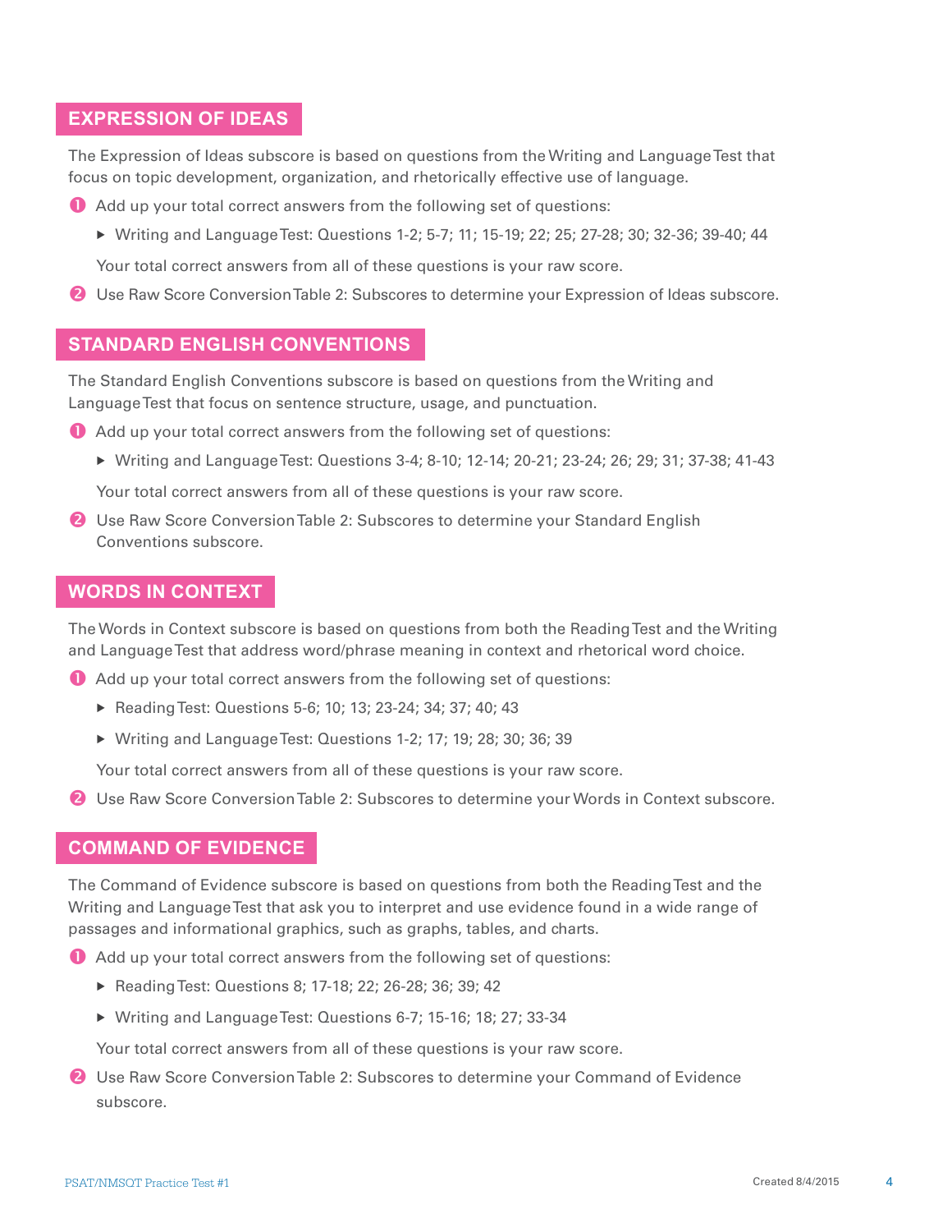## EXPRESSION OF IDEAS

The Expression of Ideas subscore is based on questions from the Writing and Language Test that focus on topic development, organization, and rhetorically effective use of language.

1. Add up your total correct answers from the following set of questions:
   - Writing and Language Test: Questions 1-2; 5-7; 11; 15-19; 22; 25; 27-28; 30; 32-36; 39-40; 44

   Your total correct answers from all of these questions is your raw score.
2. Use Raw Score Conversion Table 2: Subscores to determine your Expression of Ideas subscore.

## STANDARD ENGLISH CONVENTIONS

The Standard English Conventions subscore is based on questions from the Writing and Language Test that focus on sentence structure, usage, and punctuation.

1. Add up your total correct answers from the following set of questions:
   - Writing and Language Test: Questions 3-4; 8-10; 12-14; 20-21; 23-24; 26; 29; 31; 37-38; 41-43

   Your total correct answers from all of these questions is your raw score.
2. Use Raw Score Conversion Table 2: Subscores to determine your Standard English Conventions subscore.

## WORDS IN CONTEXT

The Words in Context subscore is based on questions from both the Reading Test and the Writing and Language Test that address word/phrase meaning in context and rhetorical word choice.

1. Add up your total correct answers from the following set of questions:
   - Reading Test: Questions 5-6; 10; 13; 23-24; 34; 37; 40; 43
   - Writing and Language Test: Questions 1-2; 17; 19; 28; 30; 36; 39

   Your total correct answers from all of these questions is your raw score.
2. Use Raw Score Conversion Table 2: Subscores to determine your Words in Context subscore.

## COMMAND OF EVIDENCE

The Command of Evidence subscore is based on questions from both the Reading Test and the Writing and Language Test that ask you to interpret and use evidence found in a wide range of passages and informational graphics, such as graphs, tables, and charts.

1. Add up your total correct answers from the following set of questions:
   - Reading Test: Questions 8; 17-18; 22; 26-28; 36; 39; 42
   - Writing and Language Test: Questions 6-7; 15-16; 18; 27; 33-34

   Your total correct answers from all of these questions is your raw score.
2. Use Raw Score Conversion Table 2: Subscores to determine your Command of Evidence subscore.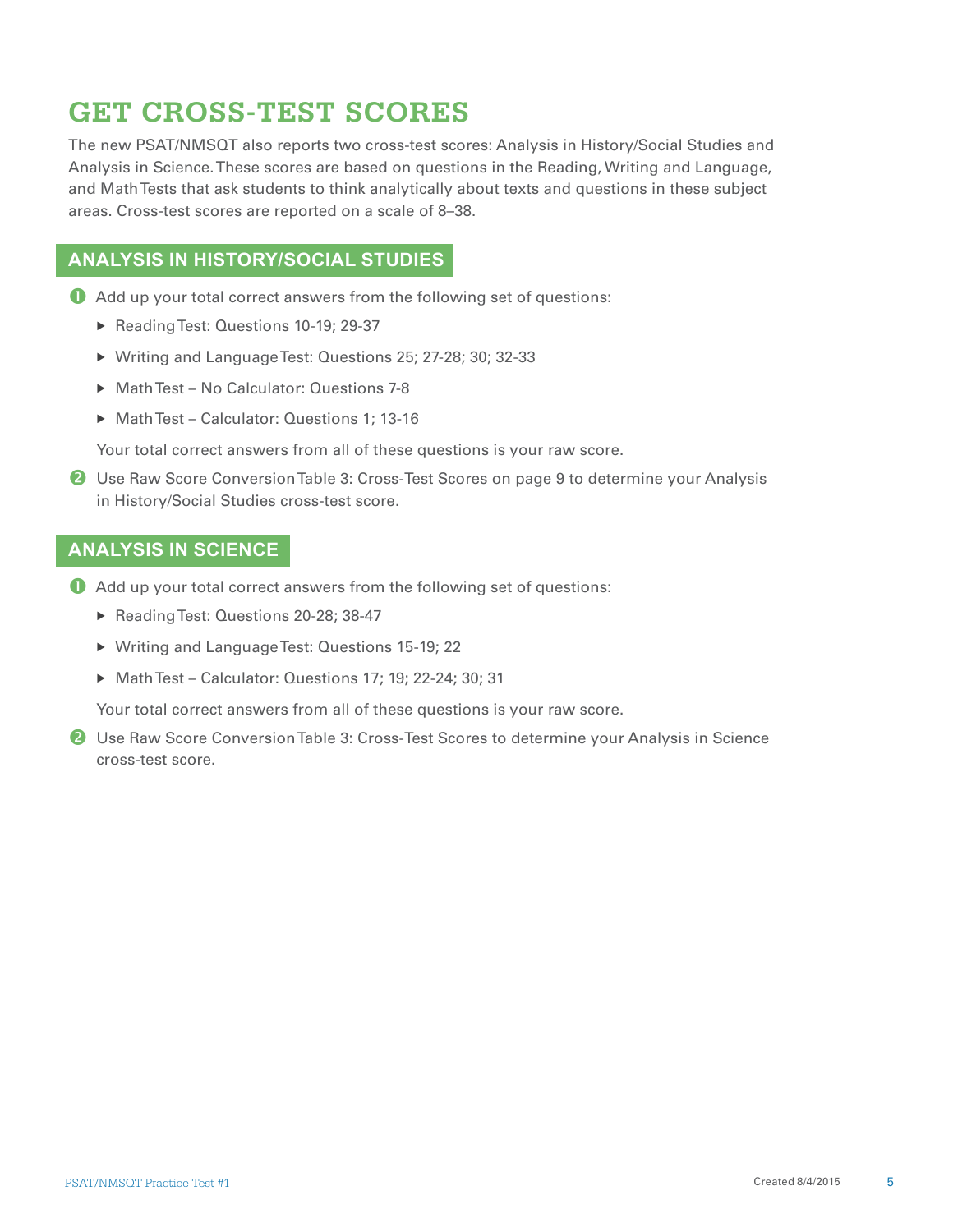# GET CROSS-TEST SCORES

The new PSAT/NMSQT also reports two cross-test scores: Analysis in History/Social Studies and Analysis in Science. These scores are based on questions in the Reading, Writing and Language, and Math Tests that ask students to think analytically about texts and questions in these subject areas. Cross-test scores are reported on a scale of 8–38.

## ANALYSIS IN HISTORY/SOCIAL STUDIES

1. Add up your total correct answers from the following set of questions:
   - Reading Test: Questions 10-19; 29-37
   - Writing and Language Test: Questions 25; 27-28; 30; 32-33
   - Math Test – No Calculator: Questions 7-8
   - Math Test – Calculator: Questions 1; 13-16

   Your total correct answers from all of these questions is your raw score.

2. Use Raw Score Conversion Table 3: Cross-Test Scores on page 9 to determine your Analysis in History/Social Studies cross-test score.

## ANALYSIS IN SCIENCE

1. Add up your total correct answers from the following set of questions:
   - Reading Test: Questions 20-28; 38-47
   - Writing and Language Test: Questions 15-19; 22
   - Math Test – Calculator: Questions 17; 19; 22-24; 30; 31

   Your total correct answers from all of these questions is your raw score.

2. Use Raw Score Conversion Table 3: Cross-Test Scores to determine your Analysis in Science cross-test score.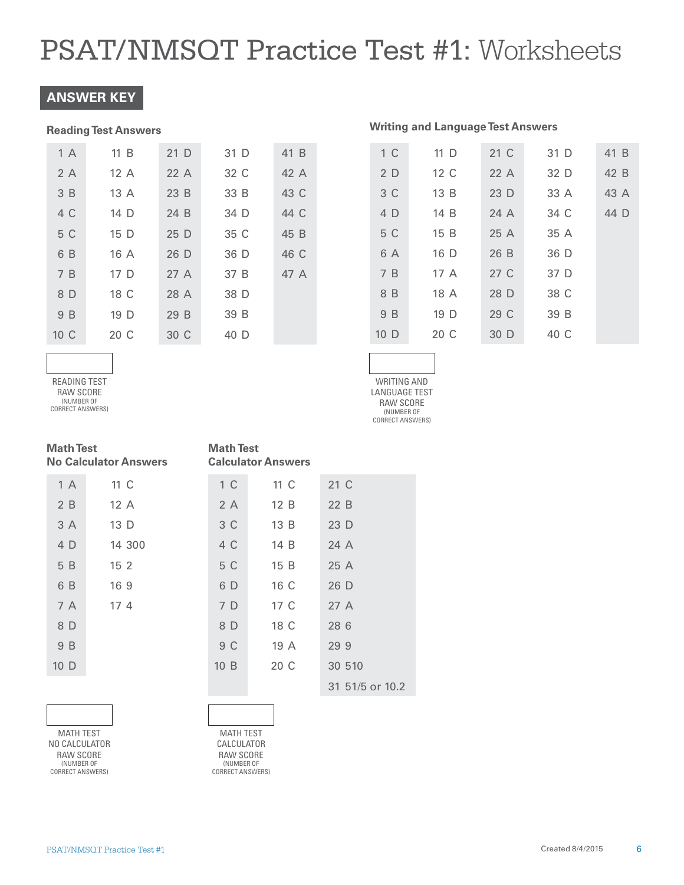# PSAT/NMSQT Practice Test #1: Worksheets

## ANSWER KEY

### Reading Test Answers

| | | | | |
|---|---|---|---|---|
| 1 A | 11 B | 21 D | 31 D | 41 B |
| 2 A | 12 A | 22 A | 32 C | 42 A |
| 3 B | 13 A | 23 B | 33 B | 43 C |
| 4 C | 14 D | 24 B | 34 D | 44 C |
| 5 C | 15 D | 25 D | 35 C | 45 B |
| 6 B | 16 A | 26 D | 36 D | 46 C |
| 7 B | 17 D | 27 A | 37 B | 47 A |
| 8 D | 18 C | 28 A | 38 D | |
| 9 B | 19 D | 29 B | 39 B | |
| 10 C | 20 C | 30 C | 40 D | |

READING TEST RAW SCORE (NUMBER OF CORRECT ANSWERS)

### Writing and Language Test Answers

| | | | | |
|---|---|---|---|---|
| 1 C | 11 D | 21 C | 31 D | 41 B |
| 2 D | 12 C | 22 A | 32 D | 42 B |
| 3 C | 13 B | 23 D | 33 A | 43 A |
| 4 D | 14 B | 24 A | 34 C | 44 D |
| 5 C | 15 B | 25 A | 35 A | |
| 6 A | 16 D | 26 B | 36 D | |
| 7 B | 17 A | 27 C | 37 D | |
| 8 B | 18 A | 28 D | 38 C | |
| 9 B | 19 D | 29 C | 39 B | |
| 10 D | 20 C | 30 D | 40 C | |

WRITING AND LANGUAGE TEST RAW SCORE (NUMBER OF CORRECT ANSWERS)

### Math Test No Calculator Answers

| | |
|---|---|
| 1 A | 11 C |
| 2 B | 12 A |
| 3 A | 13 D |
| 4 D | 14 300 |
| 5 B | 15 2 |
| 6 B | 16 9 |
| 7 A | 17 4 |
| 8 D | |
| 9 B | |
| 10 D | |

MATH TEST NO CALCULATOR RAW SCORE (NUMBER OF CORRECT ANSWERS)

### Math Test Calculator Answers

| | | |
|---|---|---|
| 1 C | 11 C | 21 C |
| 2 A | 12 B | 22 B |
| 3 C | 13 B | 23 D |
| 4 C | 14 B | 24 A |
| 5 C | 15 B | 25 A |
| 6 D | 16 C | 26 D |
| 7 D | 17 C | 27 A |
| 8 D | 18 C | 28 6 |
| 9 C | 19 A | 29 9 |
| 10 B | 20 C | 30 510 |
| | | 31 51/5 or 10.2 |

MATH TEST CALCULATOR RAW SCORE (NUMBER OF CORRECT ANSWERS)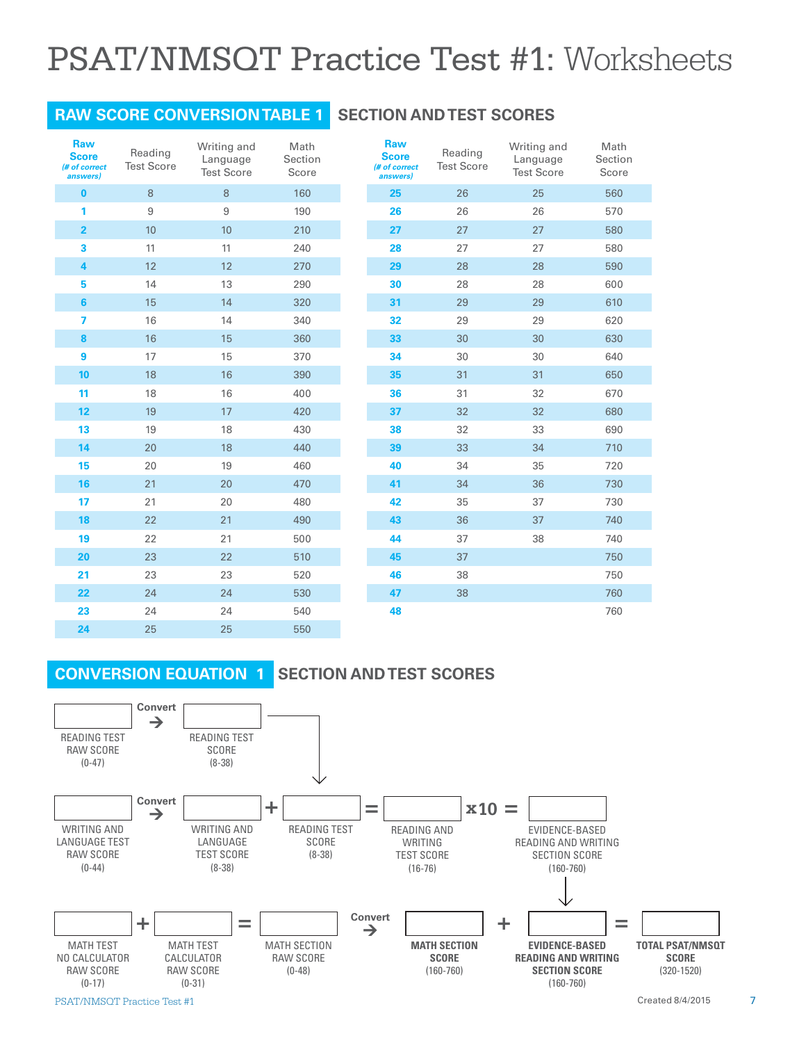# PSAT/NMSQT Practice Test #1: Worksheets

## RAW SCORE CONVERSION TABLE 1 SECTION AND TEST SCORES

| Raw Score (# of correct answers) | Reading Test Score | Writing and Language Test Score | Math Section Score |
|---|---|---|---|
| 0 | 8 | 8 | 160 |
| 1 | 9 | 9 | 190 |
| 2 | 10 | 10 | 210 |
| 3 | 11 | 11 | 240 |
| 4 | 12 | 12 | 270 |
| 5 | 14 | 13 | 290 |
| 6 | 15 | 14 | 320 |
| 7 | 16 | 14 | 340 |
| 8 | 16 | 15 | 360 |
| 9 | 17 | 15 | 370 |
| 10 | 18 | 16 | 390 |
| 11 | 18 | 16 | 400 |
| 12 | 19 | 17 | 420 |
| 13 | 19 | 18 | 430 |
| 14 | 20 | 18 | 440 |
| 15 | 20 | 19 | 460 |
| 16 | 21 | 20 | 470 |
| 17 | 21 | 20 | 480 |
| 18 | 22 | 21 | 490 |
| 19 | 22 | 21 | 500 |
| 20 | 23 | 22 | 510 |
| 21 | 23 | 23 | 520 |
| 22 | 24 | 24 | 530 |
| 23 | 24 | 24 | 540 |
| 24 | 25 | 25 | 550 |
| 25 | 26 | 25 | 560 |
| 26 | 26 | 26 | 570 |
| 27 | 27 | 27 | 580 |
| 28 | 27 | 27 | 580 |
| 29 | 28 | 28 | 590 |
| 30 | 28 | 28 | 600 |
| 31 | 29 | 29 | 610 |
| 32 | 29 | 29 | 620 |
| 33 | 30 | 30 | 630 |
| 34 | 30 | 30 | 640 |
| 35 | 31 | 31 | 650 |
| 36 | 31 | 32 | 670 |
| 37 | 32 | 32 | 680 |
| 38 | 32 | 33 | 690 |
| 39 | 33 | 34 | 710 |
| 40 | 34 | 35 | 720 |
| 41 | 34 | 36 | 730 |
| 42 | 35 | 37 | 730 |
| 43 | 36 | 37 | 740 |
| 44 | 37 | 38 | 740 |
| 45 | 37 | | 750 |
| 46 | 38 | | 750 |
| 47 | 38 | | 760 |
| 48 | | | 760 |

## CONVERSION EQUATION 1 SECTION AND TEST SCORES

READING TEST RAW SCORE (0-47) → Convert → READING TEST SCORE (8-38)

WRITING AND LANGUAGE TEST RAW SCORE (0-44) → Convert → WRITING AND LANGUAGE TEST SCORE (8-38) + READING TEST SCORE (8-38) = READING AND WRITING TEST SCORE (16-76) x10 = EVIDENCE-BASED READING AND WRITING SECTION SCORE (160-760)

MATH TEST NO CALCULATOR RAW SCORE (0-17) + MATH TEST CALCULATOR RAW SCORE (0-31) = MATH SECTION RAW SCORE (0-48) → Convert → **MATH SECTION SCORE** (160-760) + **EVIDENCE-BASED READING AND WRITING SECTION SCORE** (160-760) = **TOTAL PSAT/NMSQT SCORE** (320-1520)

Created 8/4/2015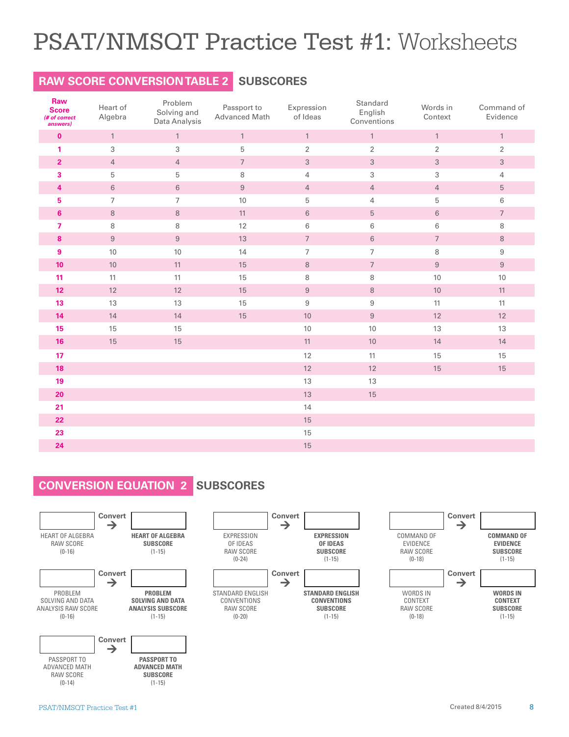# PSAT/NMSQT Practice Test #1: Worksheets

## RAW SCORE CONVERSION TABLE 2 SUBSCORES

| Raw Score (# of correct answers) | Heart of Algebra | Problem Solving and Data Analysis | Passport to Advanced Math | Expression of Ideas | Standard English Conventions | Words in Context | Command of Evidence |
|---|---|---|---|---|---|---|---|
| 0 | 1 | 1 | 1 | 1 | 1 | 1 | 1 |
| 1 | 3 | 3 | 5 | 2 | 2 | 2 | 2 |
| 2 | 4 | 4 | 7 | 3 | 3 | 3 | 3 |
| 3 | 5 | 5 | 8 | 4 | 3 | 3 | 4 |
| 4 | 6 | 6 | 9 | 4 | 4 | 4 | 5 |
| 5 | 7 | 7 | 10 | 5 | 4 | 5 | 6 |
| 6 | 8 | 8 | 11 | 6 | 5 | 6 | 7 |
| 7 | 8 | 8 | 12 | 6 | 6 | 6 | 8 |
| 8 | 9 | 9 | 13 | 7 | 6 | 7 | 8 |
| 9 | 10 | 10 | 14 | 7 | 7 | 8 | 9 |
| 10 | 10 | 11 | 15 | 8 | 7 | 9 | 9 |
| 11 | 11 | 11 | 15 | 8 | 8 | 10 | 10 |
| 12 | 12 | 12 | 15 | 9 | 8 | 10 | 11 |
| 13 | 13 | 13 | 15 | 9 | 9 | 11 | 11 |
| 14 | 14 | 14 | 15 | 10 | 9 | 12 | 12 |
| 15 | 15 | 15 | | 10 | 10 | 13 | 13 |
| 16 | 15 | 15 | | 11 | 10 | 14 | 14 |
| 17 | | | | 12 | 11 | 15 | 15 |
| 18 | | | | 12 | 12 | 15 | 15 |
| 19 | | | | 13 | 13 | | |
| 20 | | | | 13 | 15 | | |
| 21 | | | | 14 | | | |
| 22 | | | | 15 | | | |
| 23 | | | | 15 | | | |
| 24 | | | | 15 | | | |

## CONVERSION EQUATION 2 SUBSCORES

HEART OF ALGEBRA RAW SCORE (0-16) → Convert → **HEART OF ALGEBRA SUBSCORE** (1-15)

PROBLEM SOLVING AND DATA ANALYSIS RAW SCORE (0-16) → Convert → **PROBLEM SOLVING AND DATA ANALYSIS SUBSCORE** (1-15)

PASSPORT TO ADVANCED MATH RAW SCORE (0-14) → Convert → **PASSPORT TO ADVANCED MATH SUBSCORE** (1-15)

EXPRESSION OF IDEAS RAW SCORE (0-24) → Convert → **EXPRESSION OF IDEAS SUBSCORE** (1-15)

STANDARD ENGLISH CONVENTIONS RAW SCORE (0-20) → Convert → **STANDARD ENGLISH CONVENTIONS SUBSCORE** (1-15)

COMMAND OF EVIDENCE RAW SCORE (0-18) → Convert → **COMMAND OF EVIDENCE SUBSCORE** (1-15)

WORDS IN CONTEXT RAW SCORE (0-18) → Convert → **WORDS IN CONTEXT SUBSCORE** (1-15)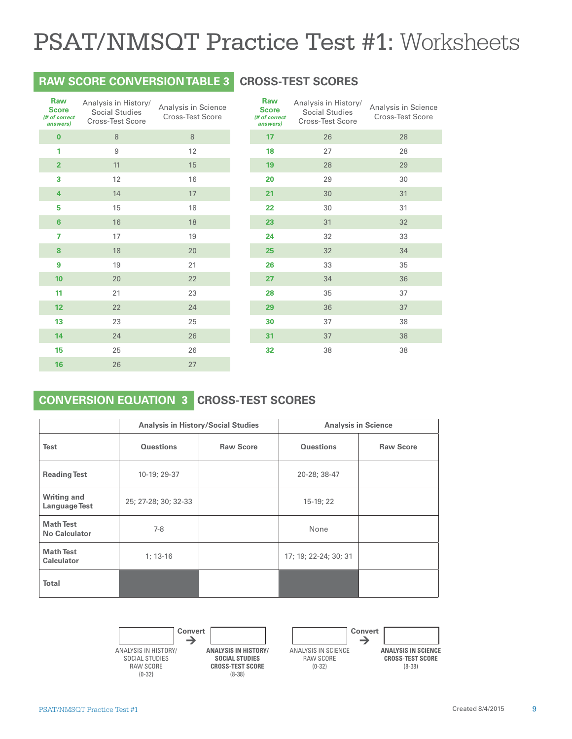# PSAT/NMSQT Practice Test #1: Worksheets

## RAW SCORE CONVERSION TABLE 3 CROSS-TEST SCORES

| Raw Score (# of correct answers) | Analysis in History/ Social Studies Cross-Test Score | Analysis in Science Cross-Test Score |
|---|---|---|
| 0 | 8 | 8 |
| 1 | 9 | 12 |
| 2 | 11 | 15 |
| 3 | 12 | 16 |
| 4 | 14 | 17 |
| 5 | 15 | 18 |
| 6 | 16 | 18 |
| 7 | 17 | 19 |
| 8 | 18 | 20 |
| 9 | 19 | 21 |
| 10 | 20 | 22 |
| 11 | 21 | 23 |
| 12 | 22 | 24 |
| 13 | 23 | 25 |
| 14 | 24 | 26 |
| 15 | 25 | 26 |
| 16 | 26 | 27 |
| 17 | 26 | 28 |
| 18 | 27 | 28 |
| 19 | 28 | 29 |
| 20 | 29 | 30 |
| 21 | 30 | 31 |
| 22 | 30 | 31 |
| 23 | 31 | 32 |
| 24 | 32 | 33 |
| 25 | 32 | 34 |
| 26 | 33 | 35 |
| 27 | 34 | 36 |
| 28 | 35 | 37 |
| 29 | 36 | 37 |
| 30 | 37 | 38 |
| 31 | 37 | 38 |
| 32 | 38 | 38 |

## CONVERSION EQUATION 3 CROSS-TEST SCORES

| | Analysis in History/Social Studies | | Analysis in Science | |
|---|---|---|---|---|
| **Test** | **Questions** | **Raw Score** | **Questions** | **Raw Score** |
| **Reading Test** | 10-19; 29-37 | | 20-28; 38-47 | |
| **Writing and Language Test** | 25; 27-28; 30; 32-33 | | 15-19; 22 | |
| **Math Test No Calculator** | 7-8 | | None | |
| **Math Test Calculator** | 1; 13-16 | | 17; 19; 22-24; 30; 31 | |
| **Total** | | | | |

ANALYSIS IN HISTORY/ SOCIAL STUDIES RAW SCORE (0-32) → Convert → **ANALYSIS IN HISTORY/ SOCIAL STUDIES CROSS-TEST SCORE** (8-38)

ANALYSIS IN SCIENCE RAW SCORE (0-32) → Convert → **ANALYSIS IN SCIENCE CROSS-TEST SCORE** (8-38)